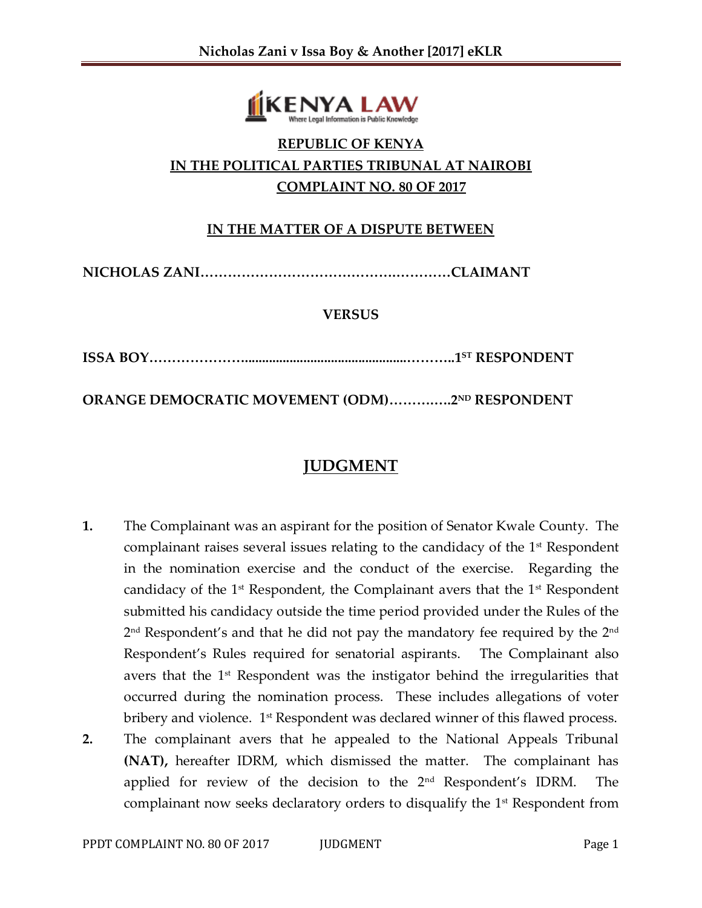**REPUBLIC OF KENYA**
**IN THE POLITICAL PARTIES TRIBUNAL AT NAIROBI**
**COMPLAINT NO. 80 OF 2017**

**IN THE MATTER OF A DISPUTE BETWEEN**

**NICHOLAS ZANI……………………………………….………CLAIMANT**

**VERSUS**

**ISSA BOY………………….............................................………..1ST RESPONDENT**

**ORANGE DEMOCRATIC MOVEMENT (ODM)…………..2ND RESPONDENT**

# JUDGMENT

1. The Complainant was an aspirant for the position of Senator Kwale County. The complainant raises several issues relating to the candidacy of the 1st Respondent in the nomination exercise and the conduct of the exercise. Regarding the candidacy of the 1st Respondent, the Complainant avers that the 1st Respondent submitted his candidacy outside the time period provided under the Rules of the 2nd Respondent's and that he did not pay the mandatory fee required by the 2nd Respondent's Rules required for senatorial aspirants. The Complainant also avers that the 1st Respondent was the instigator behind the irregularities that occurred during the nomination process. These includes allegations of voter bribery and violence. 1st Respondent was declared winner of this flawed process.

2. The complainant avers that he appealed to the National Appeals Tribunal **(NAT),** hereafter IDRM, which dismissed the matter. The complainant has applied for review of the decision to the 2nd Respondent's IDRM. The complainant now seeks declaratory orders to disqualify the 1st Respondent from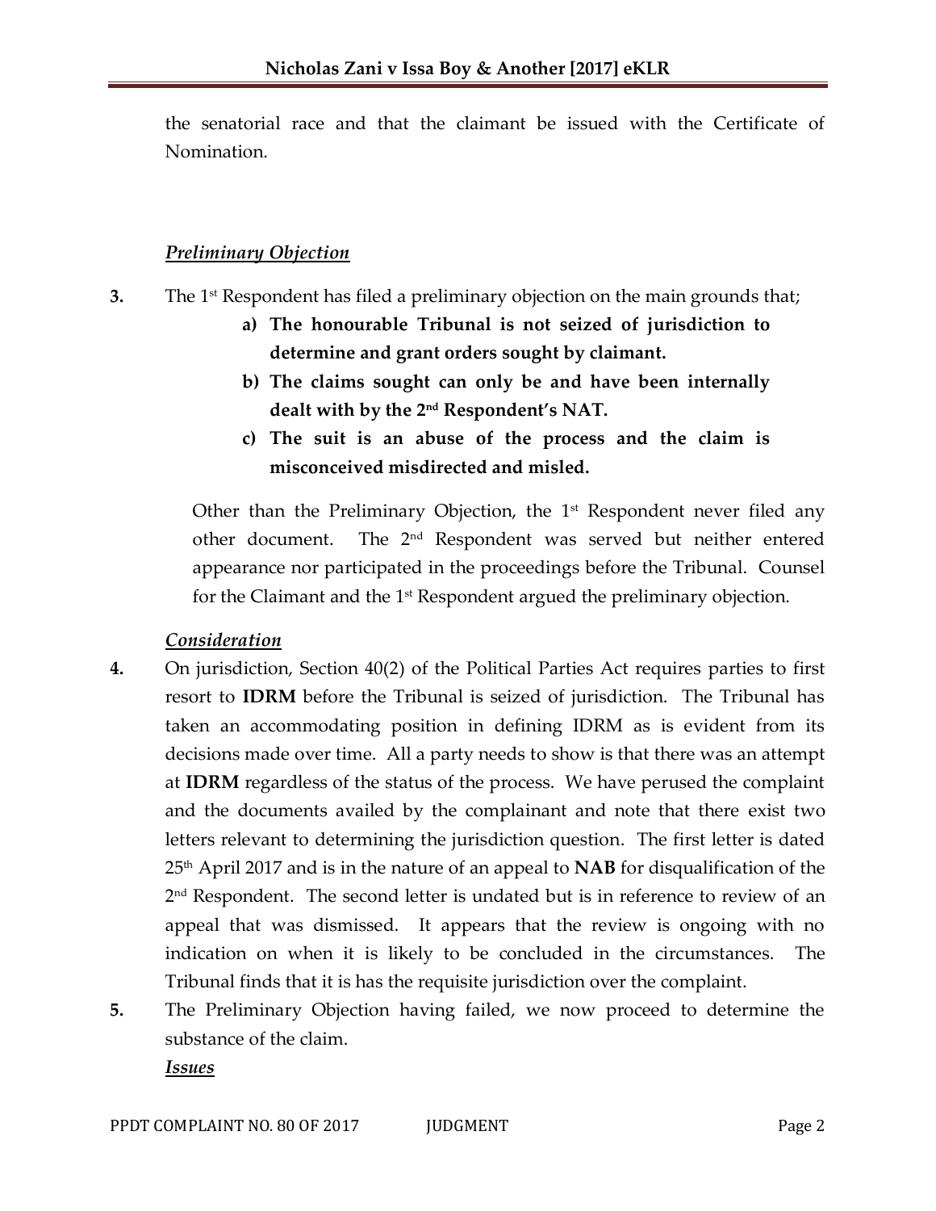the senatorial race and that the claimant be issued with the Certificate of Nomination.

***Preliminary Objection***

**3.** The 1st Respondent has filed a preliminary objection on the main grounds that;

> **a) The honourable Tribunal is not seized of jurisdiction to determine and grant orders sought by claimant.**
>
> **b) The claims sought can only be and have been internally dealt with by the 2nd Respondent's NAT.**
>
> **c) The suit is an abuse of the process and the claim is misconceived misdirected and misled.**

Other than the Preliminary Objection, the 1st Respondent never filed any other document. The 2nd Respondent was served but neither entered appearance nor participated in the proceedings before the Tribunal. Counsel for the Claimant and the 1st Respondent argued the preliminary objection.

***Consideration***

**4.** On jurisdiction, Section 40(2) of the Political Parties Act requires parties to first resort to **IDRM** before the Tribunal is seized of jurisdiction. The Tribunal has taken an accommodating position in defining IDRM as is evident from its decisions made over time. All a party needs to show is that there was an attempt at **IDRM** regardless of the status of the process. We have perused the complaint and the documents availed by the complainant and note that there exist two letters relevant to determining the jurisdiction question. The first letter is dated 25th April 2017 and is in the nature of an appeal to **NAB** for disqualification of the 2nd Respondent. The second letter is undated but is in reference to review of an appeal that was dismissed. It appears that the review is ongoing with no indication on when it is likely to be concluded in the circumstances. The Tribunal finds that it is has the requisite jurisdiction over the complaint.

**5.** The Preliminary Objection having failed, we now proceed to determine the substance of the claim.

***Issues***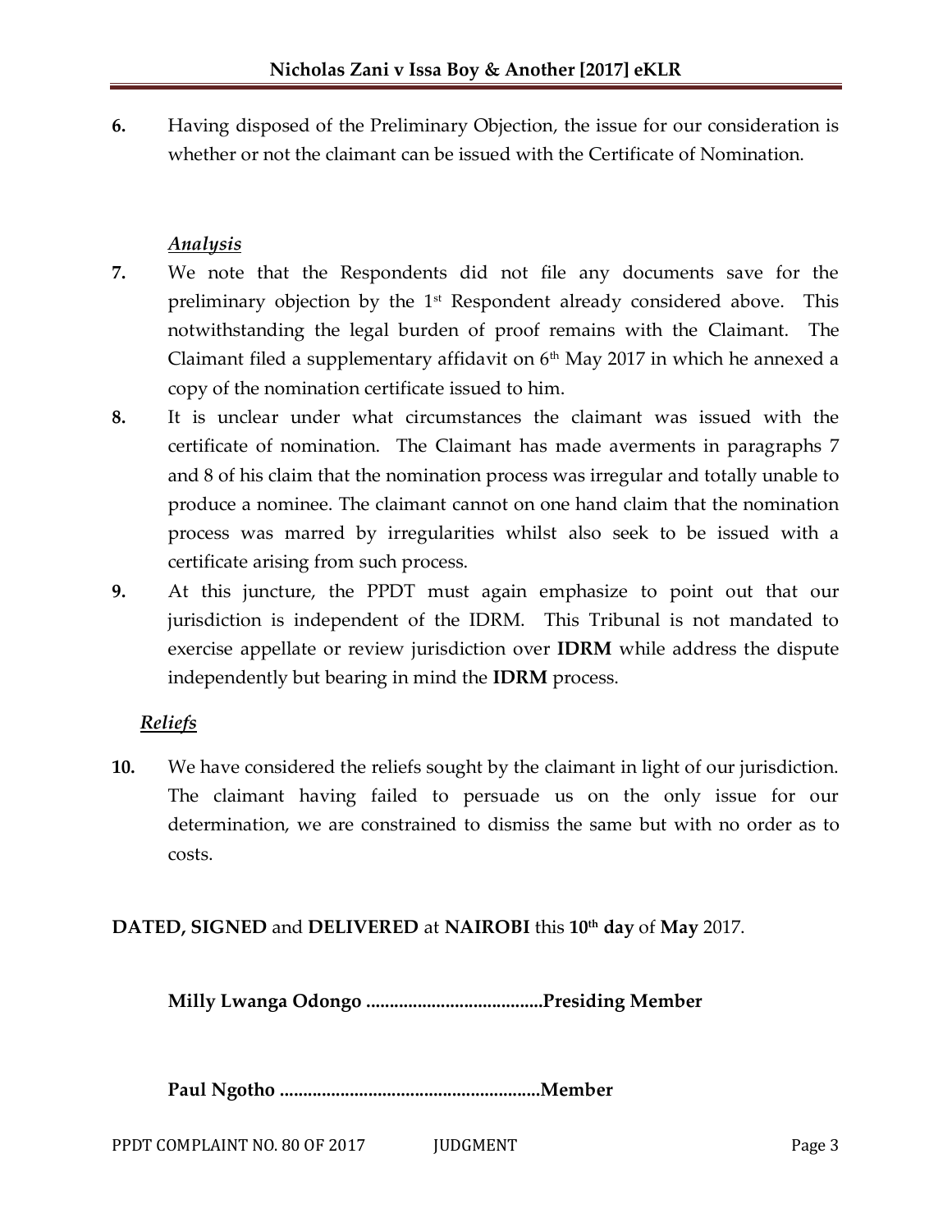6. Having disposed of the Preliminary Objection, the issue for our consideration is whether or not the claimant can be issued with the Certificate of Nomination.

***Analysis***

7. We note that the Respondents did not file any documents save for the preliminary objection by the 1st Respondent already considered above. This notwithstanding the legal burden of proof remains with the Claimant. The Claimant filed a supplementary affidavit on 6th May 2017 in which he annexed a copy of the nomination certificate issued to him.

8. It is unclear under what circumstances the claimant was issued with the certificate of nomination. The Claimant has made averments in paragraphs 7 and 8 of his claim that the nomination process was irregular and totally unable to produce a nominee. The claimant cannot on one hand claim that the nomination process was marred by irregularities whilst also seek to be issued with a certificate arising from such process.

9. At this juncture, the PPDT must again emphasize to point out that our jurisdiction is independent of the IDRM. This Tribunal is not mandated to exercise appellate or review jurisdiction over **IDRM** while address the dispute independently but bearing in mind the **IDRM** process.

***Reliefs***

10. We have considered the reliefs sought by the claimant in light of our jurisdiction. The claimant having failed to persuade us on the only issue for our determination, we are constrained to dismiss the same but with no order as to costs.

**DATED, SIGNED** and **DELIVERED** at **NAIROBI** this **10th day** of **May** 2017.

**Milly Lwanga Odongo .....................................Presiding Member**

**Paul Ngotho .......................................................Member**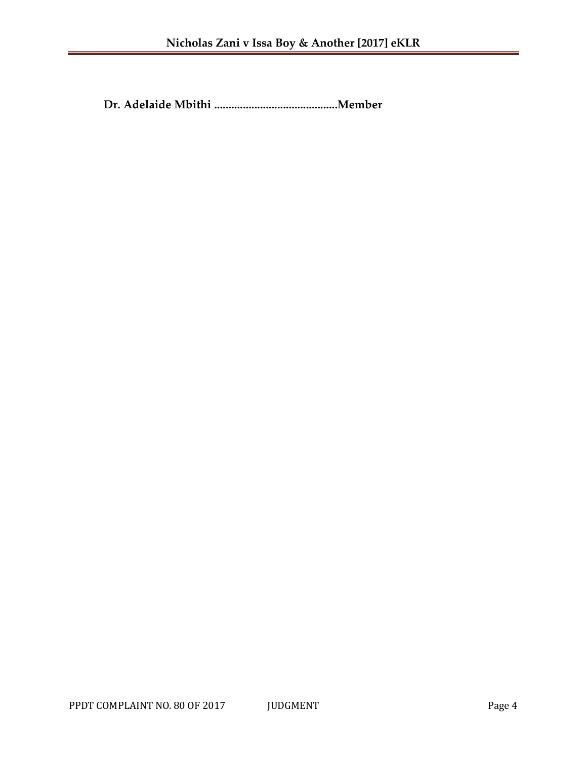**Dr. Adelaide Mbithi ..........................................Member**